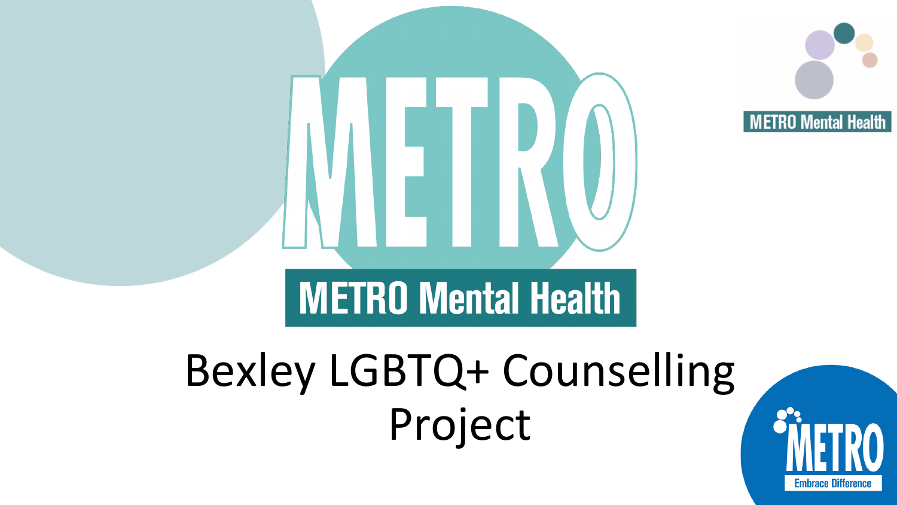# METRO

METRO Mental Health

METRO Mental Health

# Bexley LGBTQ+ Counselling Project

METRO

Embrace Difference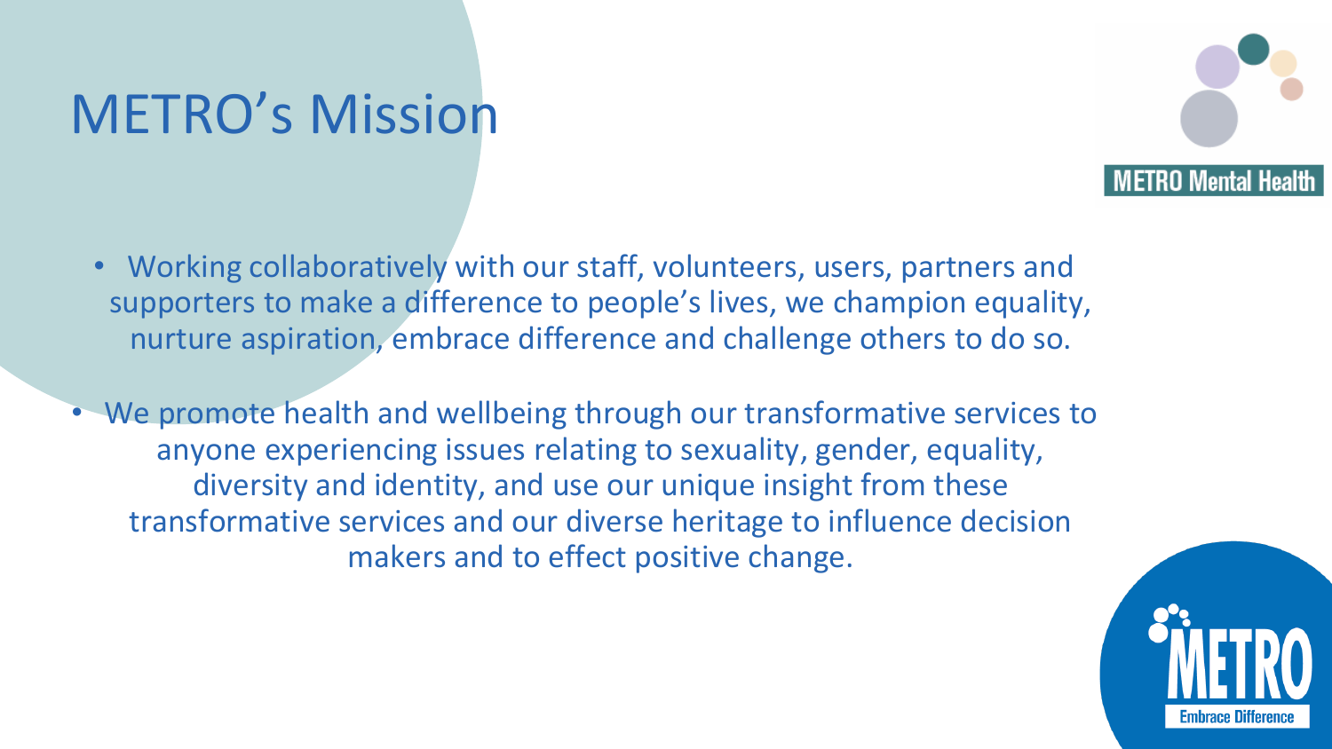# METRO's Mission

METRO Mental Health

- Working collaboratively with our staff, volunteers, users, partners and supporters to make a difference to people's lives, we champion equality, nurture aspiration, embrace difference and challenge others to do so.
- We promote health and wellbeing through our transformative services to anyone experiencing issues relating to sexuality, gender, equality, diversity and identity, and use our unique insight from these transformative services and our diverse heritage to influence decision makers and to effect positive change.

METRO Embrace Difference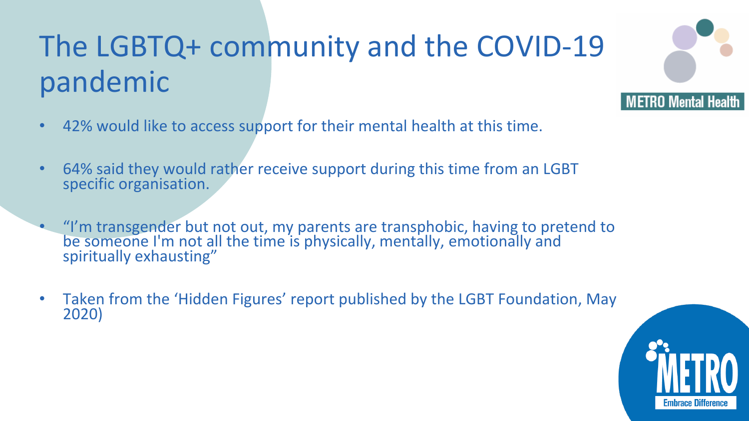# The LGBTQ+ community and the COVID-19 pandemic

- 42% would like to access support for their mental health at this time.
- 64% said they would rather receive support during this time from an LGBT specific organisation.
- "I'm transgender but not out, my parents are transphobic, having to pretend to be someone I'm not all the time is physically, mentally, emotionally and spiritually exhausting"
- Taken from the 'Hidden Figures' report published by the LGBT Foundation, May 2020)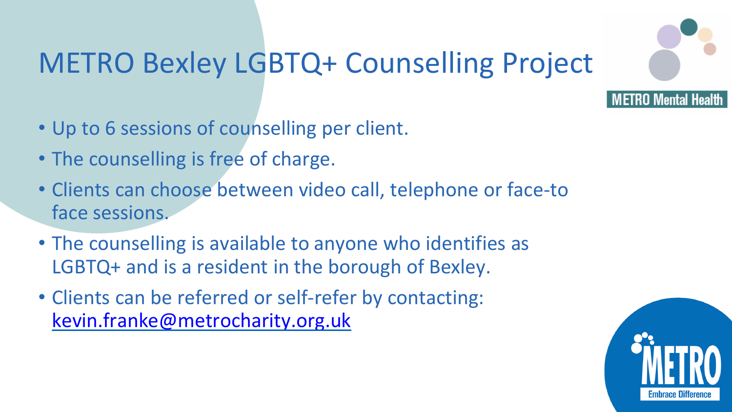# METRO Bexley LGBTQ+ Counselling Project

- Up to 6 sessions of counselling per client.
- The counselling is free of charge.
- Clients can choose between video call, telephone or face-to face sessions.
- The counselling is available to anyone who identifies as LGBTQ+ and is a resident in the borough of Bexley.
- Clients can be referred or self-refer by contacting: kevin.franke@metrocharity.org.uk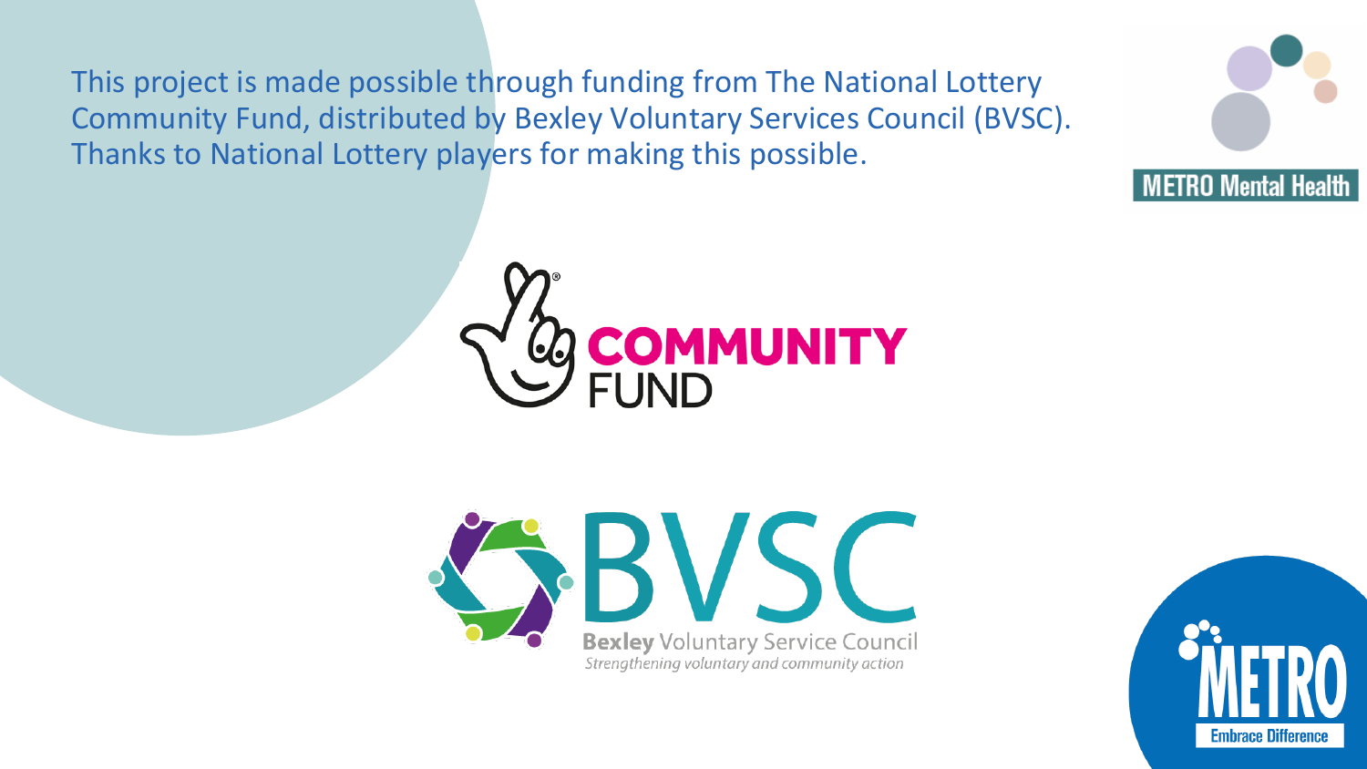This project is made possible through funding from The National Lottery Community Fund, distributed by Bexley Voluntary Services Council (BVSC). Thanks to National Lottery players for making this possible.

METRO Mental Health

COMMUNITY FUND

BVSC

Bexley Voluntary Service Council

*Strengthening voluntary and community action*

METRO

Embrace Difference